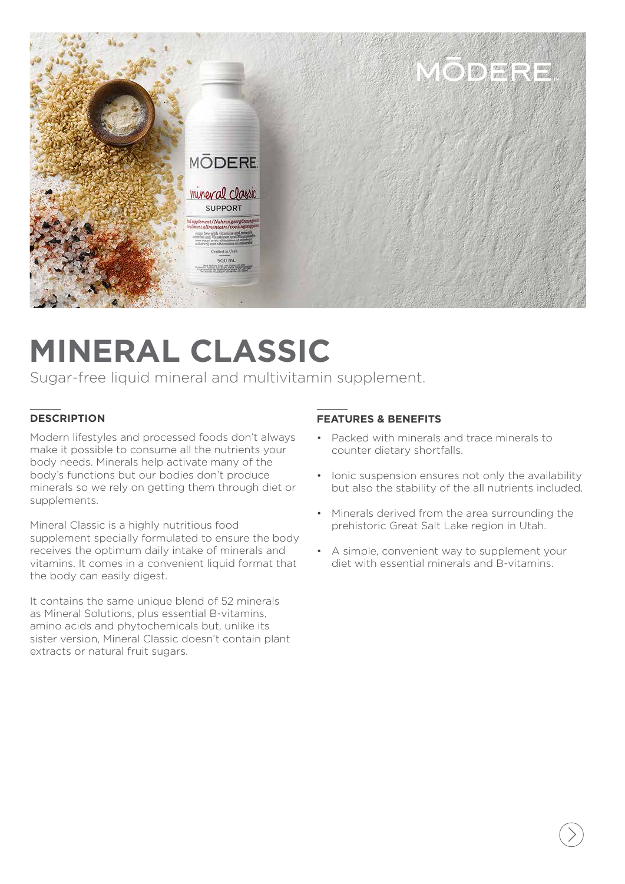# MINERAL CLASSIC

Sugar-free liquid mineral and multivitamin supplement.

## DESCRIPTION

Modern lifestyles and processed foods don't always make it possible to consume all the nutrients your body needs. Minerals help activate many of the body's functions but our bodies don't produce minerals so we rely on getting them through diet or supplements.

Mineral Classic is a highly nutritious food supplement specially formulated to ensure the body receives the optimum daily intake of minerals and vitamins. It comes in a convenient liquid format that the body can easily digest.

It contains the same unique blend of 52 minerals as Mineral Solutions, plus essential B-vitamins, amino acids and phytochemicals but, unlike its sister version, Mineral Classic doesn't contain plant extracts or natural fruit sugars.

## FEATURES & BENEFITS

- Packed with minerals and trace minerals to counter dietary shortfalls.
- Ionic suspension ensures not only the availability but also the stability of the all nutrients included.
- Minerals derived from the area surrounding the prehistoric Great Salt Lake region in Utah.
- A simple, convenient way to supplement your diet with essential minerals and B-vitamins.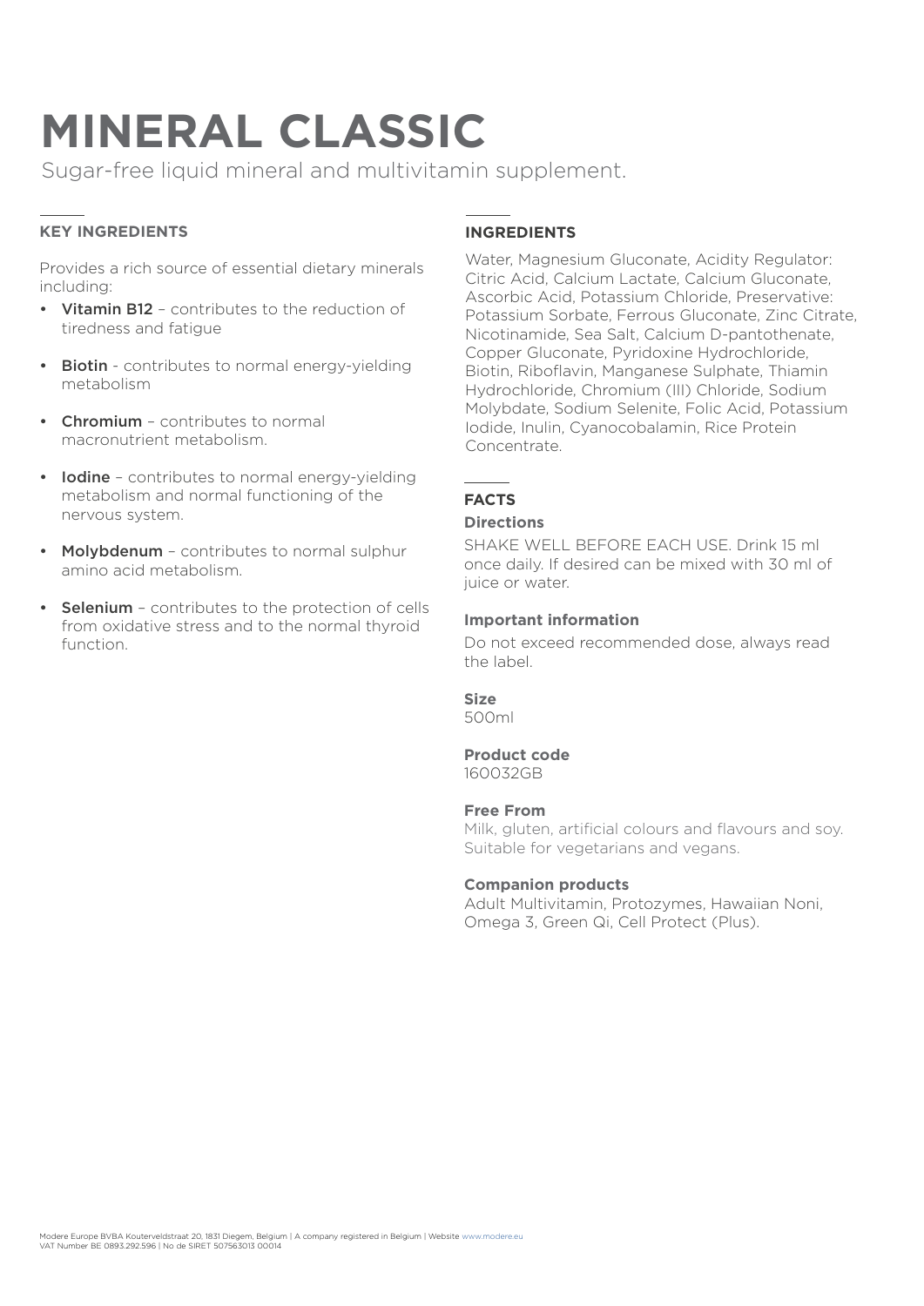# MINERAL CLASSIC

Sugar-free liquid mineral and multivitamin supplement.

### KEY INGREDIENTS

Provides a rich source of essential dietary minerals including:

- **Vitamin B12** – contributes to the reduction of tiredness and fatigue
- **Biotin** - contributes to normal energy-yielding metabolism
- **Chromium** – contributes to normal macronutrient metabolism.
- **Iodine** – contributes to normal energy-yielding metabolism and normal functioning of the nervous system.
- **Molybdenum** – contributes to normal sulphur amino acid metabolism.
- **Selenium** – contributes to the protection of cells from oxidative stress and to the normal thyroid function.

### INGREDIENTS

Water, Magnesium Gluconate, Acidity Regulator: Citric Acid, Calcium Lactate, Calcium Gluconate, Ascorbic Acid, Potassium Chloride, Preservative: Potassium Sorbate, Ferrous Gluconate, Zinc Citrate, Nicotinamide, Sea Salt, Calcium D-pantothenate, Copper Gluconate, Pyridoxine Hydrochloride, Biotin, Riboflavin, Manganese Sulphate, Thiamin Hydrochloride, Chromium (III) Chloride, Sodium Molybdate, Sodium Selenite, Folic Acid, Potassium Iodide, Inulin, Cyanocobalamin, Rice Protein Concentrate.

### FACTS

**Directions**

SHAKE WELL BEFORE EACH USE. Drink 15 ml once daily. If desired can be mixed with 30 ml of juice or water.

**Important information**

Do not exceed recommended dose, always read the label.

**Size**

500ml

**Product code**

160032GB

**Free From**

Milk, gluten, artificial colours and flavours and soy. Suitable for vegetarians and vegans.

**Companion products**

Adult Multivitamin, Protozymes, Hawaiian Noni, Omega 3, Green Qi, Cell Protect (Plus).

Modere Europe BVBA Kouterveldstraat 20, 1831 Diegem, Belgium | A company registered in Belgium | Website www.modere.eu
VAT Number BE 0893.292.596 | No de SIRET 507563013 00014